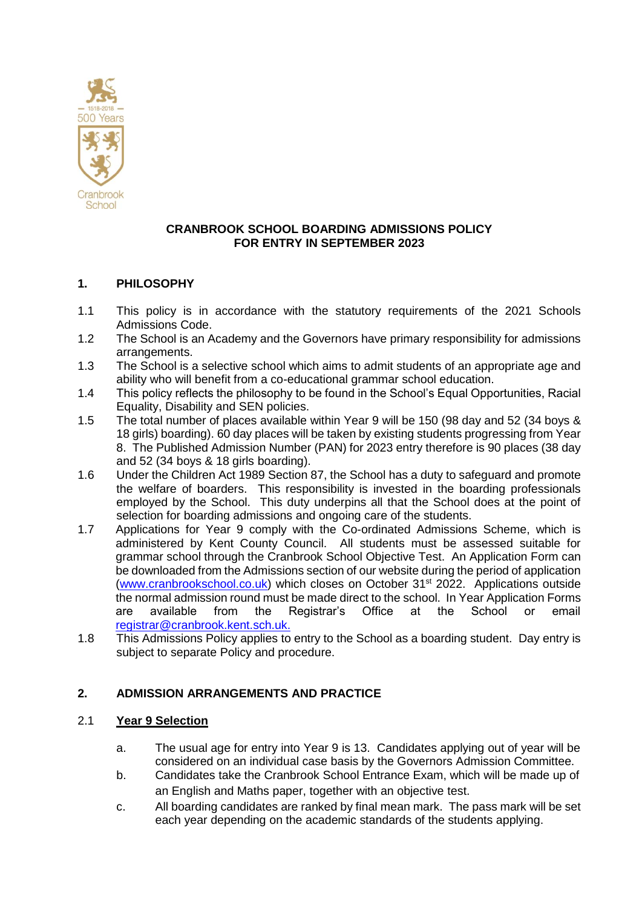# CRANBROOK SCHOOL BOARDING ADMISSIONS POLICY FOR ENTRY IN SEPTEMBER 2023

## 1. PHILOSOPHY

1.1 This policy is in accordance with the statutory requirements of the 2021 Schools Admissions Code.

1.2 The School is an Academy and the Governors have primary responsibility for admissions arrangements.

1.3 The School is a selective school which aims to admit students of an appropriate age and ability who will benefit from a co-educational grammar school education.

1.4 This policy reflects the philosophy to be found in the School's Equal Opportunities, Racial Equality, Disability and SEN policies.

1.5 The total number of places available within Year 9 will be 150 (98 day and 52 (34 boys & 18 girls) boarding). 60 day places will be taken by existing students progressing from Year 8. The Published Admission Number (PAN) for 2023 entry therefore is 90 places (38 day and 52 (34 boys & 18 girls boarding).

1.6 Under the Children Act 1989 Section 87, the School has a duty to safeguard and promote the welfare of boarders. This responsibility is invested in the boarding professionals employed by the School. This duty underpins all that the School does at the point of selection for boarding admissions and ongoing care of the students.

1.7 Applications for Year 9 comply with the Co-ordinated Admissions Scheme, which is administered by Kent County Council. All students must be assessed suitable for grammar school through the Cranbrook School Objective Test. An Application Form can be downloaded from the Admissions section of our website during the period of application (www.cranbrookschool.co.uk) which closes on October 31st 2022. Applications outside the normal admission round must be made direct to the school. In Year Application Forms are available from the Registrar's Office at the School or email registrar@cranbrook.kent.sch.uk.

1.8 This Admissions Policy applies to entry to the School as a boarding student. Day entry is subject to separate Policy and procedure.

## 2. ADMISSION ARRANGEMENTS AND PRACTICE

### 2.1 Year 9 Selection

a. The usual age for entry into Year 9 is 13. Candidates applying out of year will be considered on an individual case basis by the Governors Admission Committee.

b. Candidates take the Cranbrook School Entrance Exam, which will be made up of an English and Maths paper, together with an objective test.

c. All boarding candidates are ranked by final mean mark. The pass mark will be set each year depending on the academic standards of the students applying.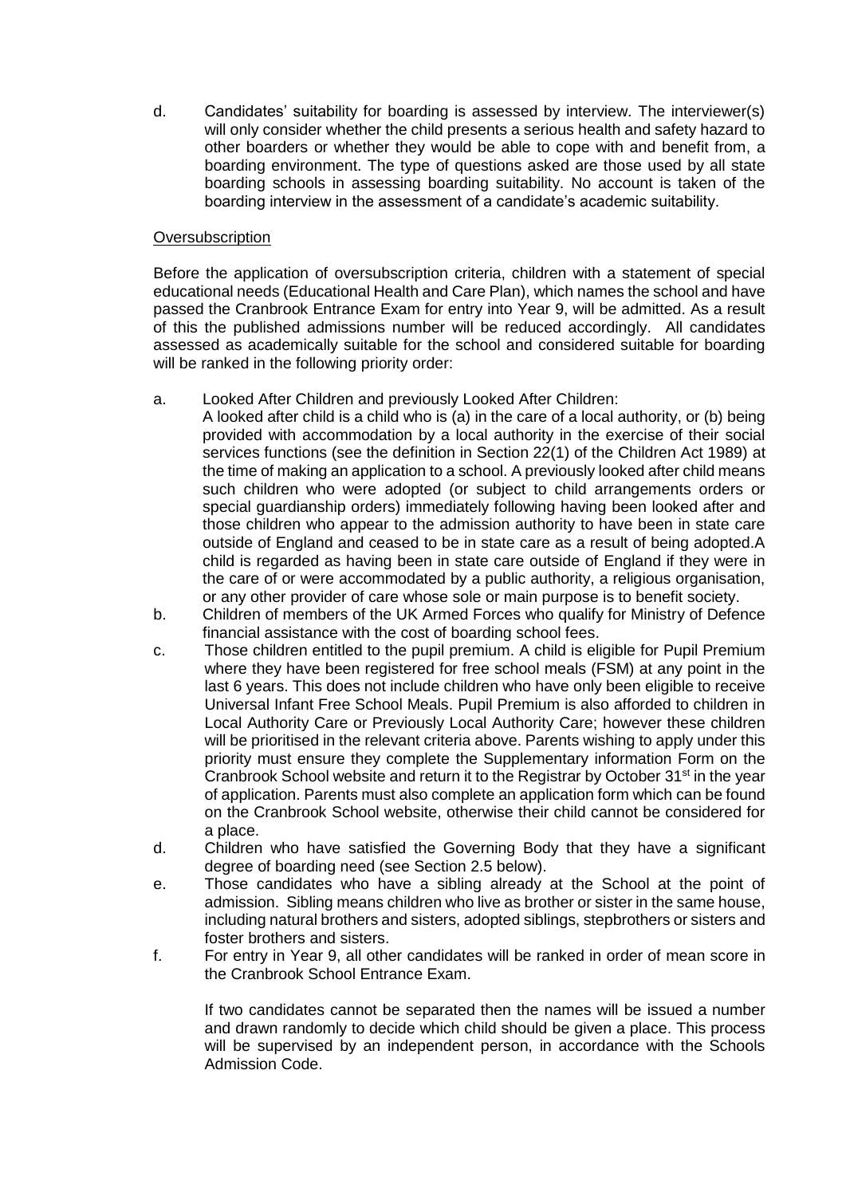d. Candidates' suitability for boarding is assessed by interview. The interviewer(s) will only consider whether the child presents a serious health and safety hazard to other boarders or whether they would be able to cope with and benefit from, a boarding environment. The type of questions asked are those used by all state boarding schools in assessing boarding suitability. No account is taken of the boarding interview in the assessment of a candidate's academic suitability.

<u>Oversubscription</u>

Before the application of oversubscription criteria, children with a statement of special educational needs (Educational Health and Care Plan), which names the school and have passed the Cranbrook Entrance Exam for entry into Year 9, will be admitted. As a result of this the published admissions number will be reduced accordingly. All candidates assessed as academically suitable for the school and considered suitable for boarding will be ranked in the following priority order:

a. Looked After Children and previously Looked After Children:
   A looked after child is a child who is (a) in the care of a local authority, or (b) being provided with accommodation by a local authority in the exercise of their social services functions (see the definition in Section 22(1) of the Children Act 1989) at the time of making an application to a school. A previously looked after child means such children who were adopted (or subject to child arrangements orders or special guardianship orders) immediately following having been looked after and those children who appear to the admission authority to have been in state care outside of England and ceased to be in state care as a result of being adopted.A child is regarded as having been in state care outside of England if they were in the care of or were accommodated by a public authority, a religious organisation, or any other provider of care whose sole or main purpose is to benefit society.

b. Children of members of the UK Armed Forces who qualify for Ministry of Defence financial assistance with the cost of boarding school fees.

c. Those children entitled to the pupil premium. A child is eligible for Pupil Premium where they have been registered for free school meals (FSM) at any point in the last 6 years. This does not include children who have only been eligible to receive Universal Infant Free School Meals. Pupil Premium is also afforded to children in Local Authority Care or Previously Local Authority Care; however these children will be prioritised in the relevant criteria above. Parents wishing to apply under this priority must ensure they complete the Supplementary information Form on the Cranbrook School website and return it to the Registrar by October 31st in the year of application. Parents must also complete an application form which can be found on the Cranbrook School website, otherwise their child cannot be considered for a place.

d. Children who have satisfied the Governing Body that they have a significant degree of boarding need (see Section 2.5 below).

e. Those candidates who have a sibling already at the School at the point of admission. Sibling means children who live as brother or sister in the same house, including natural brothers and sisters, adopted siblings, stepbrothers or sisters and foster brothers and sisters.

f. For entry in Year 9, all other candidates will be ranked in order of mean score in the Cranbrook School Entrance Exam.

   If two candidates cannot be separated then the names will be issued a number and drawn randomly to decide which child should be given a place. This process will be supervised by an independent person, in accordance with the Schools Admission Code.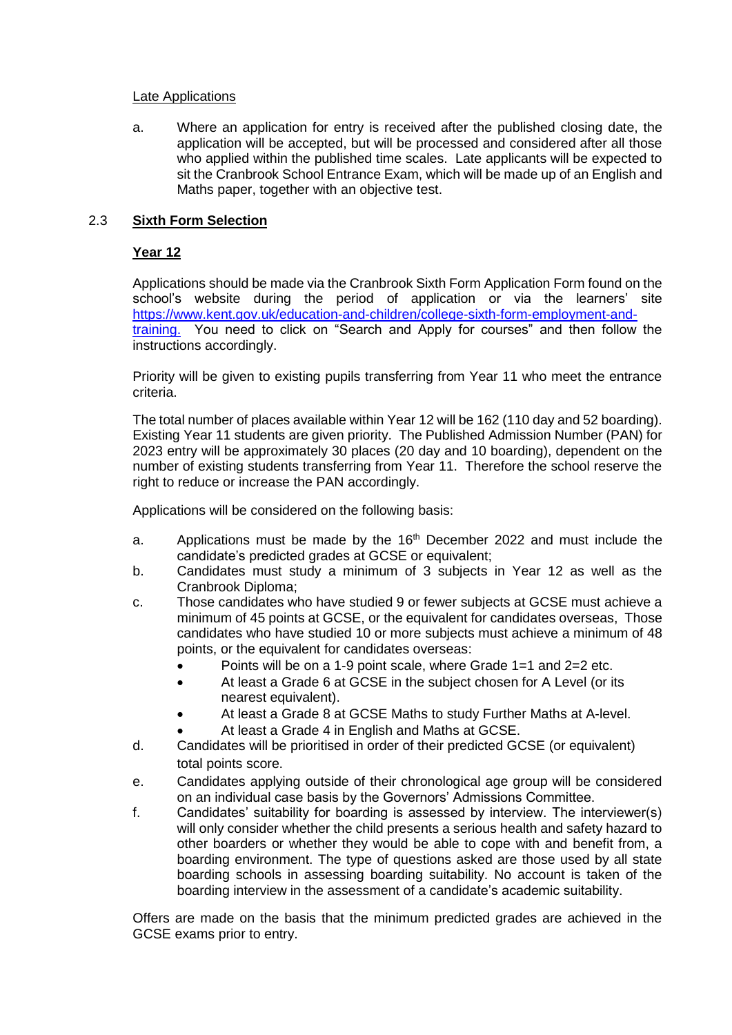Late Applications

a. Where an application for entry is received after the published closing date, the application will be accepted, but will be processed and considered after all those who applied within the published time scales. Late applicants will be expected to sit the Cranbrook School Entrance Exam, which will be made up of an English and Maths paper, together with an objective test.

## 2.3 **Sixth Form Selection**

### **Year 12**

Applications should be made via the Cranbrook Sixth Form Application Form found on the school's website during the period of application or via the learners' site [https://www.kent.gov.uk/education-and-children/college-sixth-form-employment-and-training.](https://www.kent.gov.uk/education-and-children/college-sixth-form-employment-and-training) You need to click on "Search and Apply for courses" and then follow the instructions accordingly.

Priority will be given to existing pupils transferring from Year 11 who meet the entrance criteria.

The total number of places available within Year 12 will be 162 (110 day and 52 boarding). Existing Year 11 students are given priority. The Published Admission Number (PAN) for 2023 entry will be approximately 30 places (20 day and 10 boarding), dependent on the number of existing students transferring from Year 11. Therefore the school reserve the right to reduce or increase the PAN accordingly.

Applications will be considered on the following basis:

a. Applications must be made by the 16th December 2022 and must include the candidate's predicted grades at GCSE or equivalent;

b. Candidates must study a minimum of 3 subjects in Year 12 as well as the Cranbrook Diploma;

c. Those candidates who have studied 9 or fewer subjects at GCSE must achieve a minimum of 45 points at GCSE, or the equivalent for candidates overseas, Those candidates who have studied 10 or more subjects must achieve a minimum of 48 points, or the equivalent for candidates overseas:
   - Points will be on a 1-9 point scale, where Grade 1=1 and 2=2 etc.
   - At least a Grade 6 at GCSE in the subject chosen for A Level (or its nearest equivalent).
   - At least a Grade 8 at GCSE Maths to study Further Maths at A-level.
   - At least a Grade 4 in English and Maths at GCSE.

d. Candidates will be prioritised in order of their predicted GCSE (or equivalent) total points score.

e. Candidates applying outside of their chronological age group will be considered on an individual case basis by the Governors' Admissions Committee.

f. Candidates' suitability for boarding is assessed by interview. The interviewer(s) will only consider whether the child presents a serious health and safety hazard to other boarders or whether they would be able to cope with and benefit from, a boarding environment. The type of questions asked are those used by all state boarding schools in assessing boarding suitability. No account is taken of the boarding interview in the assessment of a candidate's academic suitability.

Offers are made on the basis that the minimum predicted grades are achieved in the GCSE exams prior to entry.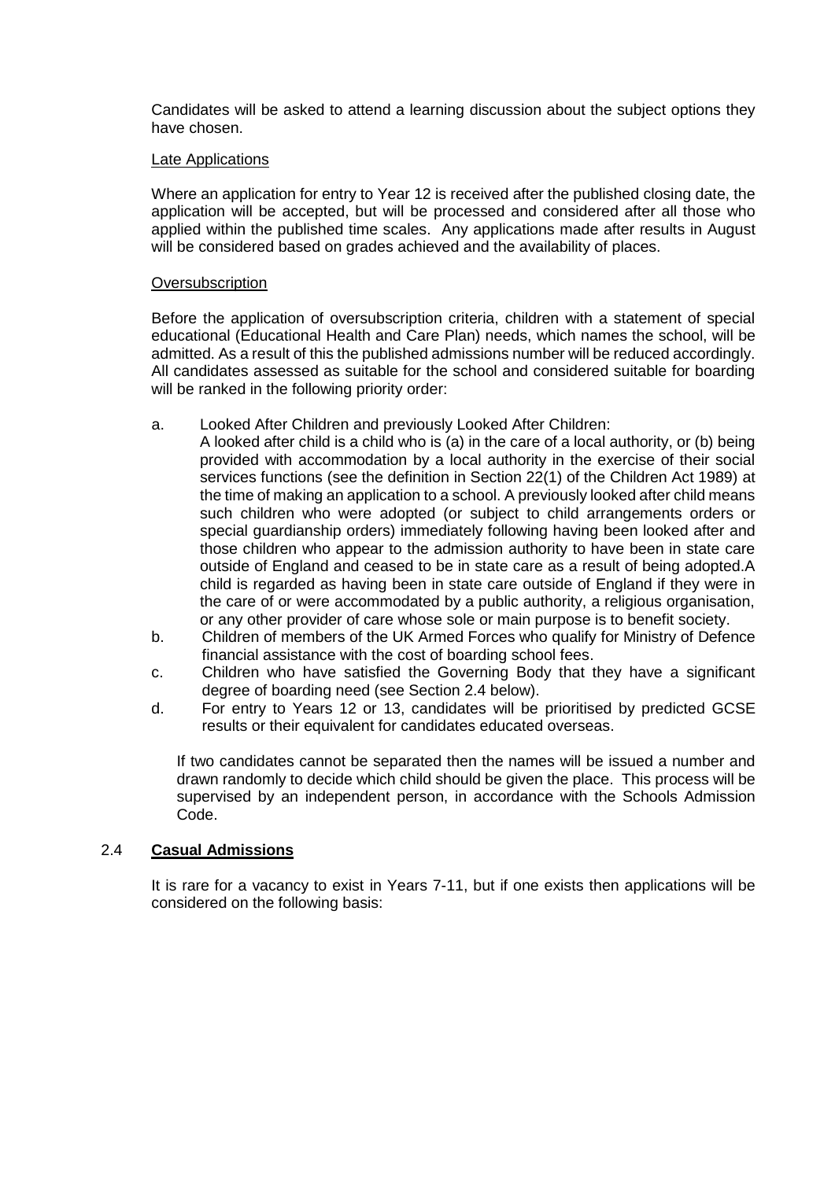Candidates will be asked to attend a learning discussion about the subject options they have chosen.

Late Applications

Where an application for entry to Year 12 is received after the published closing date, the application will be accepted, but will be processed and considered after all those who applied within the published time scales. Any applications made after results in August will be considered based on grades achieved and the availability of places.

Oversubscription

Before the application of oversubscription criteria, children with a statement of special educational (Educational Health and Care Plan) needs, which names the school, will be admitted. As a result of this the published admissions number will be reduced accordingly. All candidates assessed as suitable for the school and considered suitable for boarding will be ranked in the following priority order:

a. Looked After Children and previously Looked After Children:
   A looked after child is a child who is (a) in the care of a local authority, or (b) being provided with accommodation by a local authority in the exercise of their social services functions (see the definition in Section 22(1) of the Children Act 1989) at the time of making an application to a school. A previously looked after child means such children who were adopted (or subject to child arrangements orders or special guardianship orders) immediately following having been looked after and those children who appear to the admission authority to have been in state care outside of England and ceased to be in state care as a result of being adopted.A child is regarded as having been in state care outside of England if they were in the care of or were accommodated by a public authority, a religious organisation, or any other provider of care whose sole or main purpose is to benefit society.
b. Children of members of the UK Armed Forces who qualify for Ministry of Defence financial assistance with the cost of boarding school fees.
c. Children who have satisfied the Governing Body that they have a significant degree of boarding need (see Section 2.4 below).
d. For entry to Years 12 or 13, candidates will be prioritised by predicted GCSE results or their equivalent for candidates educated overseas.

If two candidates cannot be separated then the names will be issued a number and drawn randomly to decide which child should be given the place. This process will be supervised by an independent person, in accordance with the Schools Admission Code.

## 2.4 **Casual Admissions**

It is rare for a vacancy to exist in Years 7-11, but if one exists then applications will be considered on the following basis: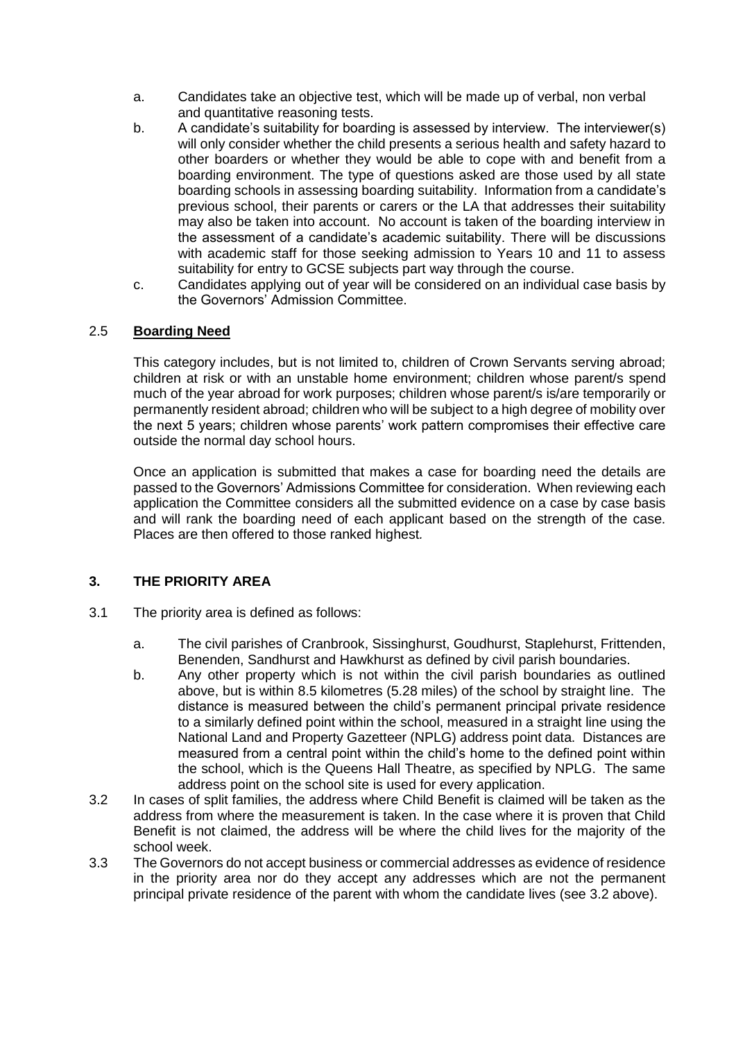a. Candidates take an objective test, which will be made up of verbal, non verbal and quantitative reasoning tests.
b. A candidate's suitability for boarding is assessed by interview. The interviewer(s) will only consider whether the child presents a serious health and safety hazard to other boarders or whether they would be able to cope with and benefit from a boarding environment. The type of questions asked are those used by all state boarding schools in assessing boarding suitability. Information from a candidate's previous school, their parents or carers or the LA that addresses their suitability may also be taken into account. No account is taken of the boarding interview in the assessment of a candidate's academic suitability. There will be discussions with academic staff for those seeking admission to Years 10 and 11 to assess suitability for entry to GCSE subjects part way through the course.
c. Candidates applying out of year will be considered on an individual case basis by the Governors' Admission Committee.

### 2.5 **Boarding Need**

This category includes, but is not limited to, children of Crown Servants serving abroad; children at risk or with an unstable home environment; children whose parent/s spend much of the year abroad for work purposes; children whose parent/s is/are temporarily or permanently resident abroad; children who will be subject to a high degree of mobility over the next 5 years; children whose parents' work pattern compromises their effective care outside the normal day school hours.

Once an application is submitted that makes a case for boarding need the details are passed to the Governors' Admissions Committee for consideration. When reviewing each application the Committee considers all the submitted evidence on a case by case basis and will rank the boarding need of each applicant based on the strength of the case. Places are then offered to those ranked highest.

## 3. THE PRIORITY AREA

3.1 The priority area is defined as follows:

a. The civil parishes of Cranbrook, Sissinghurst, Goudhurst, Staplehurst, Frittenden, Benenden, Sandhurst and Hawkhurst as defined by civil parish boundaries.
b. Any other property which is not within the civil parish boundaries as outlined above, but is within 8.5 kilometres (5.28 miles) of the school by straight line. The distance is measured between the child's permanent principal private residence to a similarly defined point within the school, measured in a straight line using the National Land and Property Gazetteer (NPLG) address point data. Distances are measured from a central point within the child's home to the defined point within the school, which is the Queens Hall Theatre, as specified by NPLG. The same address point on the school site is used for every application.

3.2 In cases of split families, the address where Child Benefit is claimed will be taken as the address from where the measurement is taken. In the case where it is proven that Child Benefit is not claimed, the address will be where the child lives for the majority of the school week.

3.3 The Governors do not accept business or commercial addresses as evidence of residence in the priority area nor do they accept any addresses which are not the permanent principal private residence of the parent with whom the candidate lives (see 3.2 above).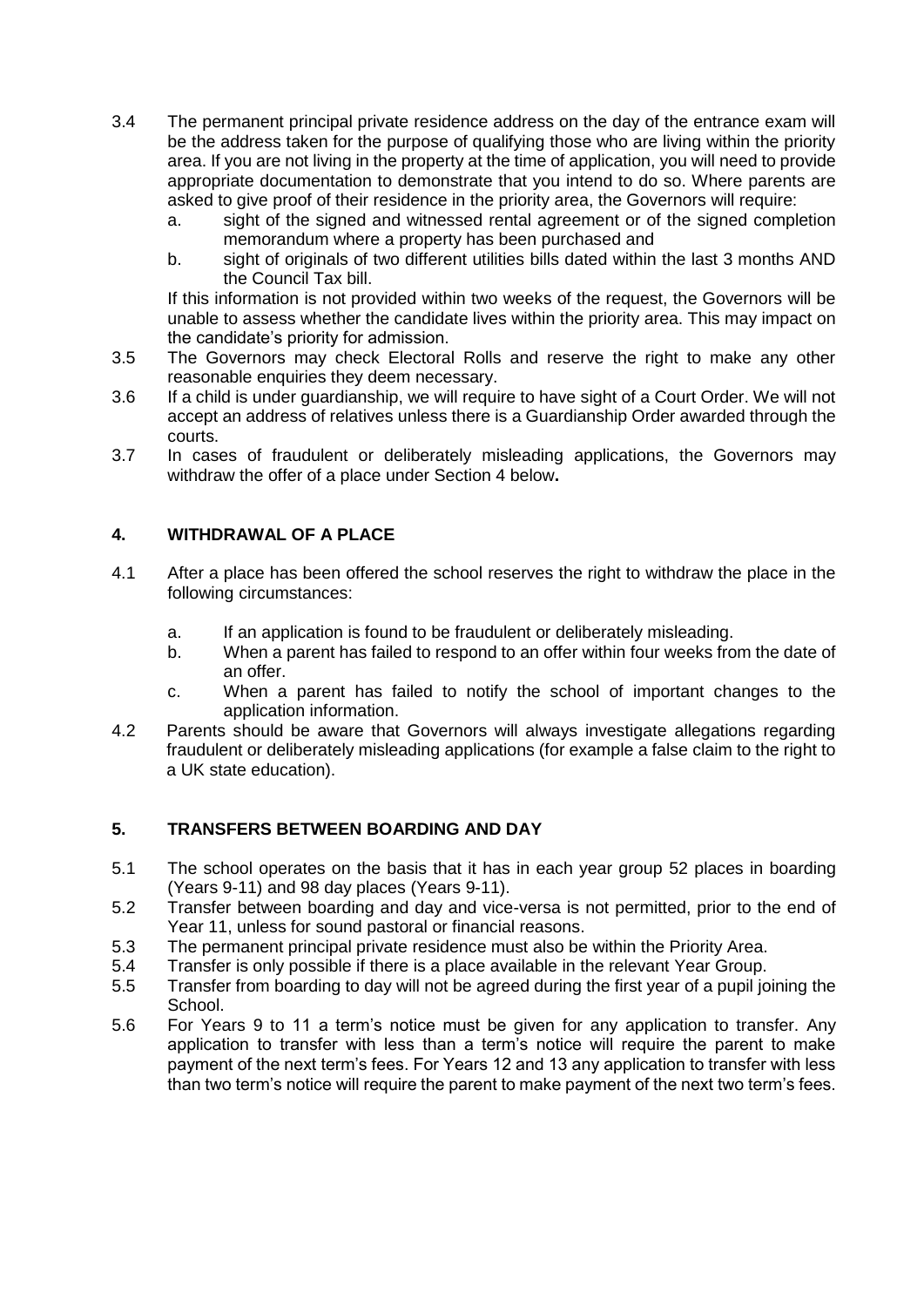3.4 The permanent principal private residence address on the day of the entrance exam will be the address taken for the purpose of qualifying those who are living within the priority area. If you are not living in the property at the time of application, you will need to provide appropriate documentation to demonstrate that you intend to do so. Where parents are asked to give proof of their residence in the priority area, the Governors will require:

   a. sight of the signed and witnessed rental agreement or of the signed completion memorandum where a property has been purchased and
   b. sight of originals of two different utilities bills dated within the last 3 months AND the Council Tax bill.

   If this information is not provided within two weeks of the request, the Governors will be unable to assess whether the candidate lives within the priority area. This may impact on the candidate's priority for admission.

3.5 The Governors may check Electoral Rolls and reserve the right to make any other reasonable enquiries they deem necessary.

3.6 If a child is under guardianship, we will require to have sight of a Court Order. We will not accept an address of relatives unless there is a Guardianship Order awarded through the courts.

3.7 In cases of fraudulent or deliberately misleading applications, the Governors may withdraw the offer of a place under Section 4 below**.**

## 4. WITHDRAWAL OF A PLACE

4.1 After a place has been offered the school reserves the right to withdraw the place in the following circumstances:

   a. If an application is found to be fraudulent or deliberately misleading.
   b. When a parent has failed to respond to an offer within four weeks from the date of an offer.
   c. When a parent has failed to notify the school of important changes to the application information.

4.2 Parents should be aware that Governors will always investigate allegations regarding fraudulent or deliberately misleading applications (for example a false claim to the right to a UK state education).

## 5. TRANSFERS BETWEEN BOARDING AND DAY

5.1 The school operates on the basis that it has in each year group 52 places in boarding (Years 9-11) and 98 day places (Years 9-11).

5.2 Transfer between boarding and day and vice-versa is not permitted, prior to the end of Year 11, unless for sound pastoral or financial reasons.

5.3 The permanent principal private residence must also be within the Priority Area.

5.4 Transfer is only possible if there is a place available in the relevant Year Group.

5.5 Transfer from boarding to day will not be agreed during the first year of a pupil joining the School.

5.6 For Years 9 to 11 a term's notice must be given for any application to transfer. Any application to transfer with less than a term's notice will require the parent to make payment of the next term's fees. For Years 12 and 13 any application to transfer with less than two term's notice will require the parent to make payment of the next two term's fees.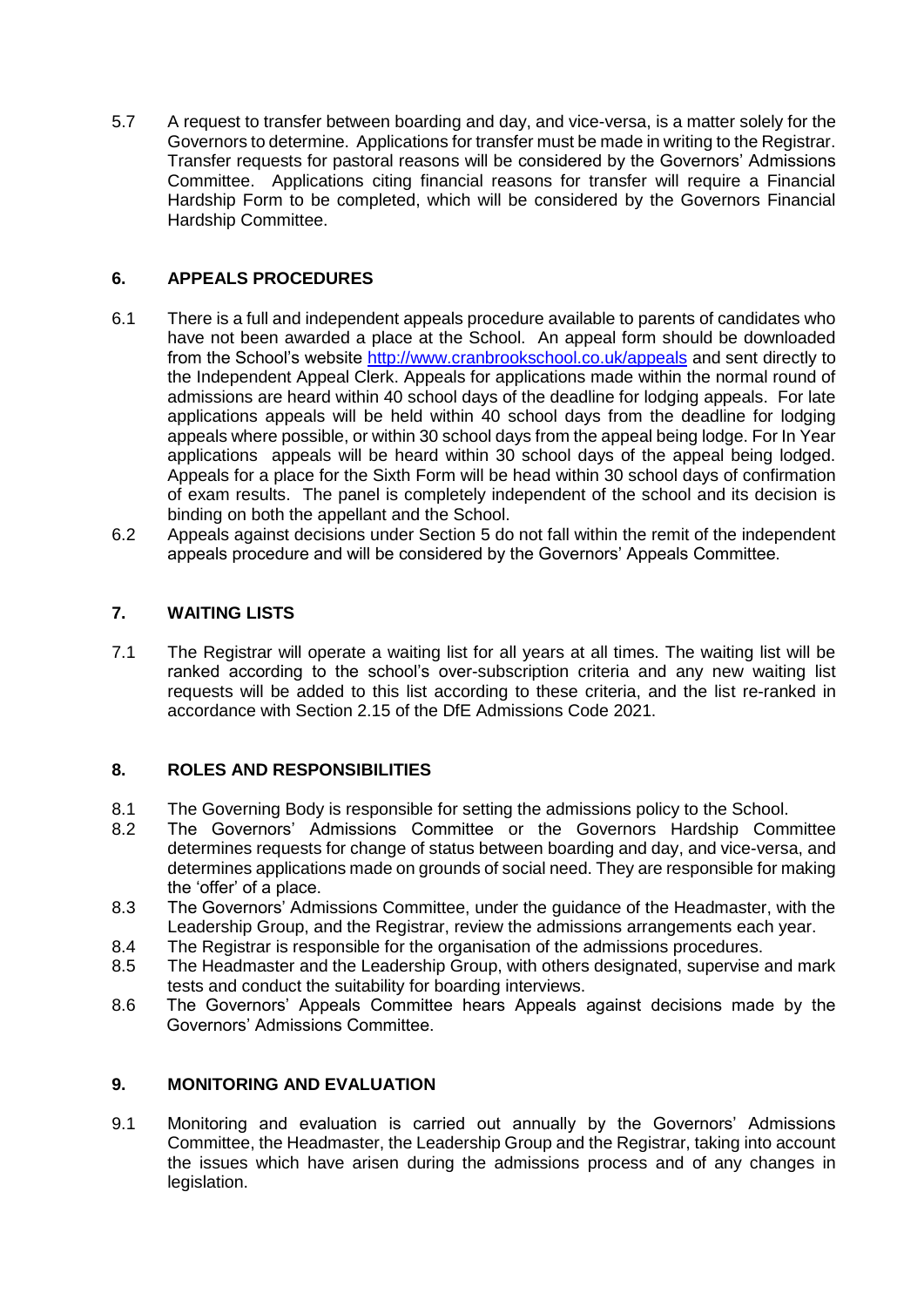5.7 A request to transfer between boarding and day, and vice-versa, is a matter solely for the Governors to determine. Applications for transfer must be made in writing to the Registrar. Transfer requests for pastoral reasons will be considered by the Governors' Admissions Committee. Applications citing financial reasons for transfer will require a Financial Hardship Form to be completed, which will be considered by the Governors Financial Hardship Committee.

## 6. APPEALS PROCEDURES

6.1 There is a full and independent appeals procedure available to parents of candidates who have not been awarded a place at the School. An appeal form should be downloaded from the School's website http://www.cranbrookschool.co.uk/appeals and sent directly to the Independent Appeal Clerk. Appeals for applications made within the normal round of admissions are heard within 40 school days of the deadline for lodging appeals. For late applications appeals will be held within 40 school days from the deadline for lodging appeals where possible, or within 30 school days from the appeal being lodge. For In Year applications appeals will be heard within 30 school days of the appeal being lodged. Appeals for a place for the Sixth Form will be head within 30 school days of confirmation of exam results. The panel is completely independent of the school and its decision is binding on both the appellant and the School.

6.2 Appeals against decisions under Section 5 do not fall within the remit of the independent appeals procedure and will be considered by the Governors' Appeals Committee.

## 7. WAITING LISTS

7.1 The Registrar will operate a waiting list for all years at all times. The waiting list will be ranked according to the school's over-subscription criteria and any new waiting list requests will be added to this list according to these criteria, and the list re-ranked in accordance with Section 2.15 of the DfE Admissions Code 2021.

## 8. ROLES AND RESPONSIBILITIES

8.1 The Governing Body is responsible for setting the admissions policy to the School.

8.2 The Governors' Admissions Committee or the Governors Hardship Committee determines requests for change of status between boarding and day, and vice-versa, and determines applications made on grounds of social need. They are responsible for making the 'offer' of a place.

8.3 The Governors' Admissions Committee, under the guidance of the Headmaster, with the Leadership Group, and the Registrar, review the admissions arrangements each year.

8.4 The Registrar is responsible for the organisation of the admissions procedures.

8.5 The Headmaster and the Leadership Group, with others designated, supervise and mark tests and conduct the suitability for boarding interviews.

8.6 The Governors' Appeals Committee hears Appeals against decisions made by the Governors' Admissions Committee.

## 9. MONITORING AND EVALUATION

9.1 Monitoring and evaluation is carried out annually by the Governors' Admissions Committee, the Headmaster, the Leadership Group and the Registrar, taking into account the issues which have arisen during the admissions process and of any changes in legislation.